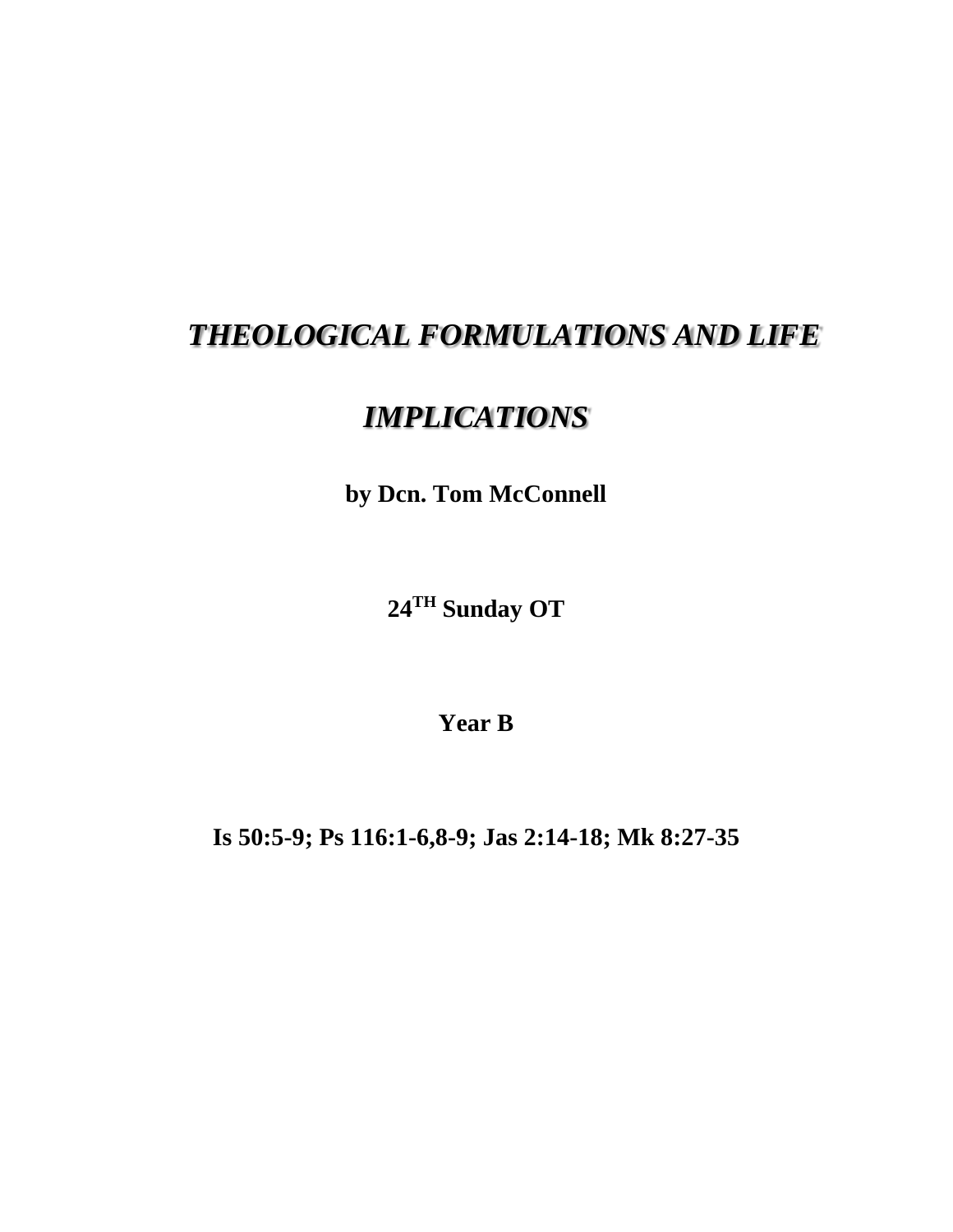# *THEOLOGICAL FORMULATIONS AND LIFE IMPLICATIONS*

**by Dcn. Tom McConnell**

**24TH Sunday OT**

**Year B**

**Is 50:5-9; Ps 116:1-6,8-9; Jas 2:14-18; Mk 8:27-35**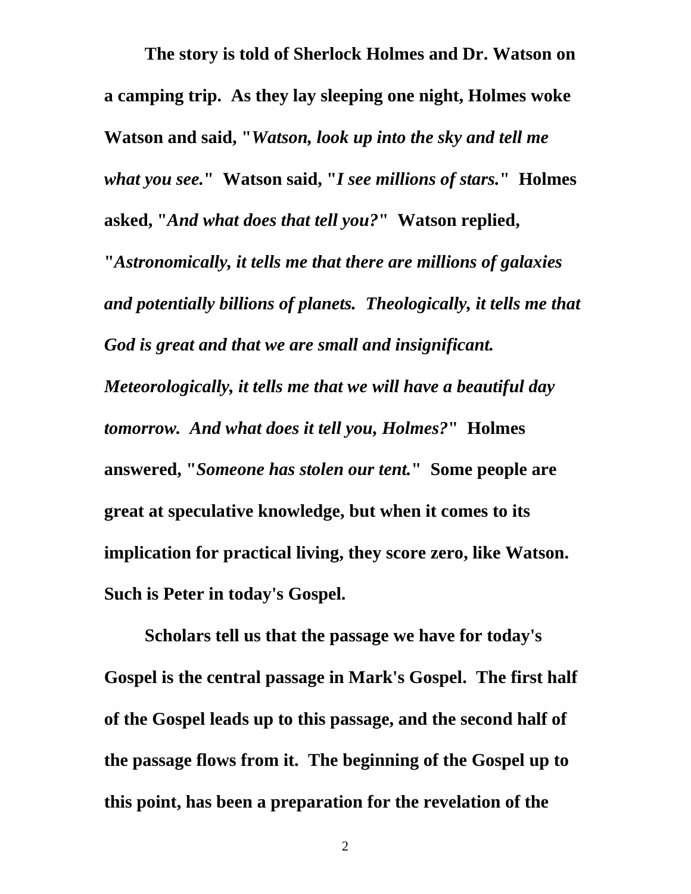**The story is told of Sherlock Holmes and Dr. Watson on a camping trip. As they lay sleeping one night, Holmes woke Watson and said, "*Watson, look up into the sky and tell me what you see.*" Watson said, "*I see millions of stars.*" Holmes asked, "*And what does that tell you?*" Watson replied, "*Astronomically, it tells me that there are millions of galaxies and potentially billions of planets. Theologically, it tells me that God is great and that we are small and insignificant. Meteorologically, it tells me that we will have a beautiful day tomorrow. And what does it tell you, Holmes?*" Holmes answered, "*Someone has stolen our tent.*" Some people are great at speculative knowledge, but when it comes to its implication for practical living, they score zero, like Watson. Such is Peter in today's Gospel.**

**Scholars tell us that the passage we have for today's Gospel is the central passage in Mark's Gospel. The first half of the Gospel leads up to this passage, and the second half of the passage flows from it. The beginning of the Gospel up to this point, has been a preparation for the revelation of the**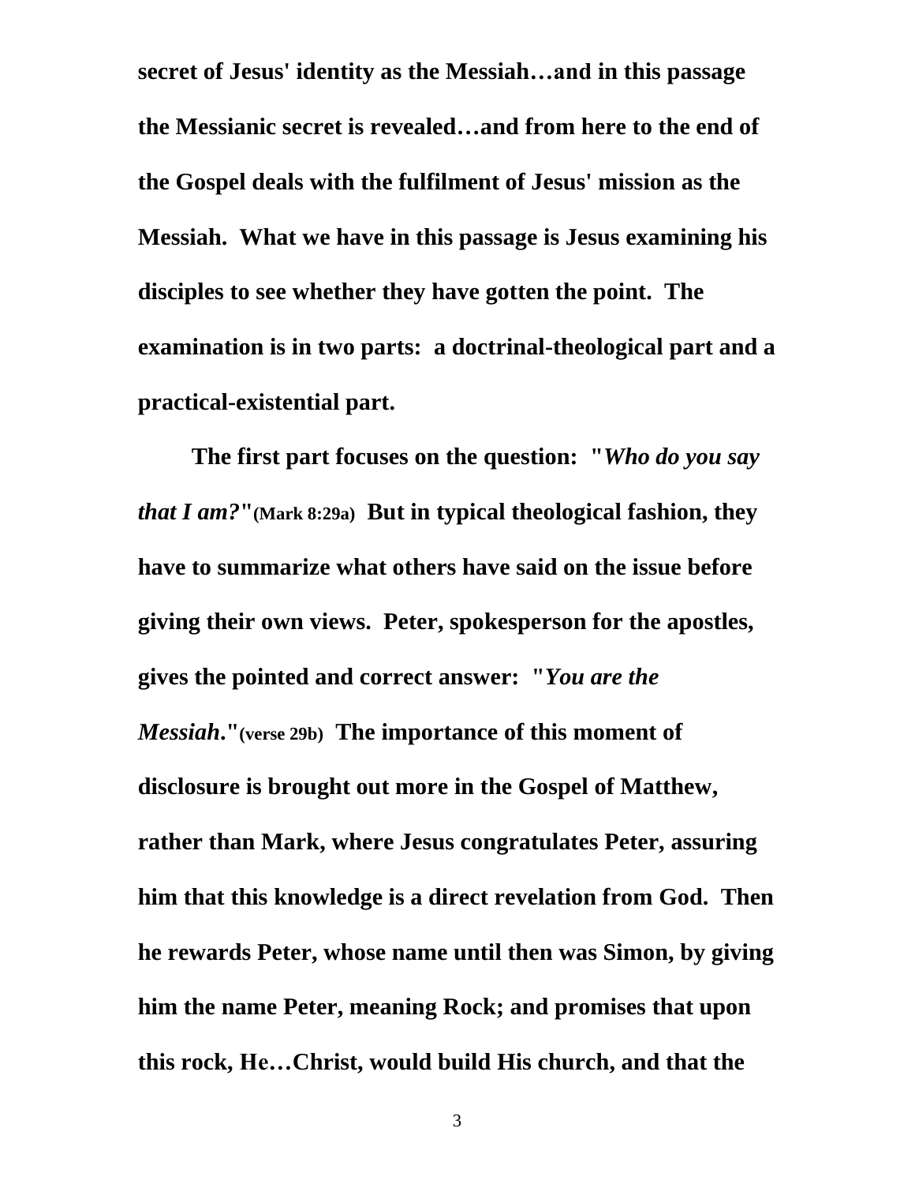**secret of Jesus' identity as the Messiah…and in this passage the Messianic secret is revealed…and from here to the end of the Gospel deals with the fulfilment of Jesus' mission as the Messiah. What we have in this passage is Jesus examining his disciples to see whether they have gotten the point. The examination is in two parts: a doctrinal-theological part and a practical-existential part.**

**The first part focuses on the question: "*Who do you say that I am?*"(Mark 8:29a) But in typical theological fashion, they have to summarize what others have said on the issue before giving their own views. Peter, spokesperson for the apostles, gives the pointed and correct answer: "*You are the Messiah*."(verse 29b) The importance of this moment of disclosure is brought out more in the Gospel of Matthew, rather than Mark, where Jesus congratulates Peter, assuring him that this knowledge is a direct revelation from God. Then he rewards Peter, whose name until then was Simon, by giving him the name Peter, meaning Rock; and promises that upon this rock, He…Christ, would build His church, and that the**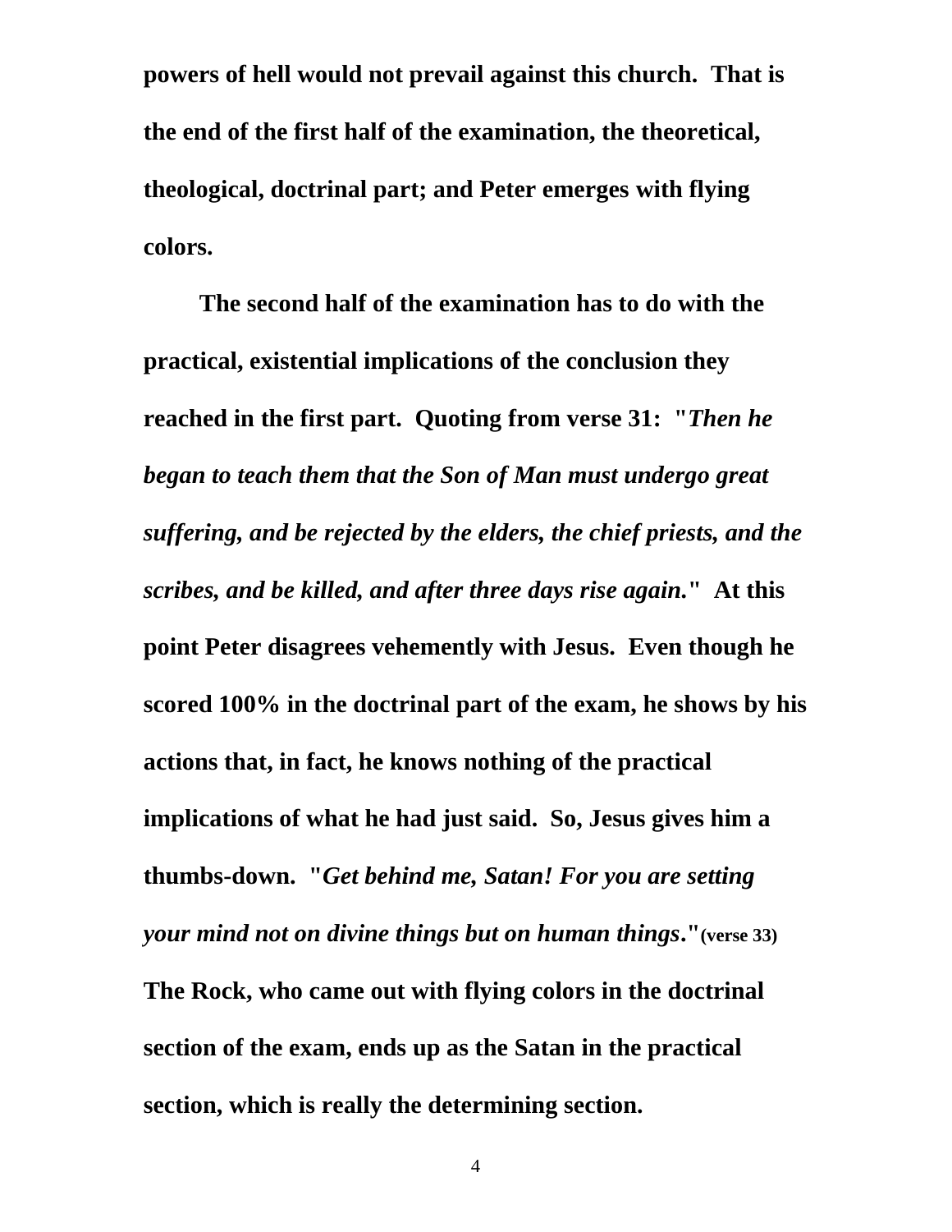**powers of hell would not prevail against this church. That is the end of the first half of the examination, the theoretical, theological, doctrinal part; and Peter emerges with flying colors.**

**The second half of the examination has to do with the practical, existential implications of the conclusion they reached in the first part. Quoting from verse 31: "*Then he began to teach them that the Son of Man must undergo great suffering, and be rejected by the elders, the chief priests, and the scribes, and be killed, and after three days rise again.*" At this point Peter disagrees vehemently with Jesus. Even though he scored 100% in the doctrinal part of the exam, he shows by his actions that, in fact, he knows nothing of the practical implications of what he had just said. So, Jesus gives him a thumbs-down. "*Get behind me, Satan! For you are setting your mind not on divine things but on human things*."(verse 33) The Rock, who came out with flying colors in the doctrinal section of the exam, ends up as the Satan in the practical section, which is really the determining section.**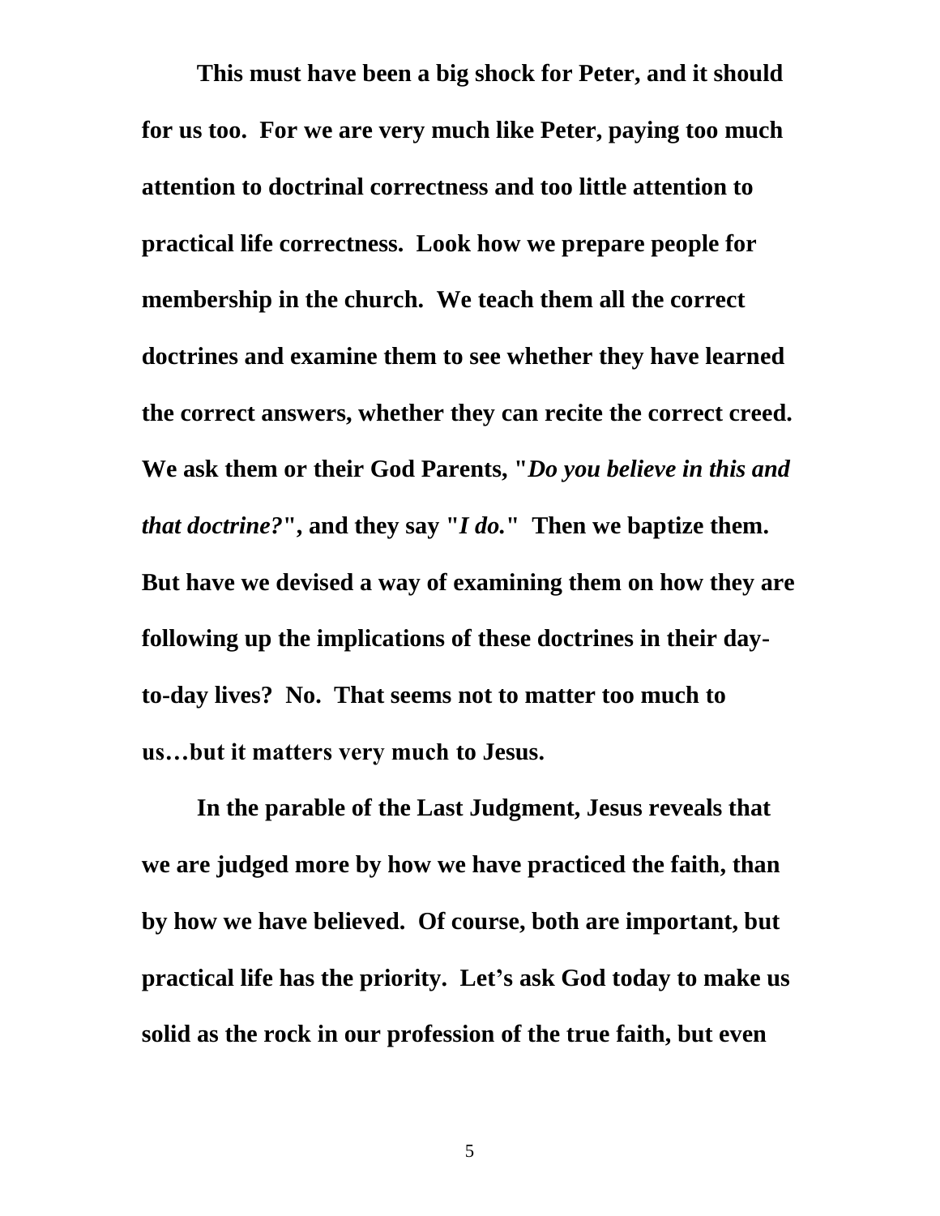**This must have been a big shock for Peter, and it should for us too. For we are very much like Peter, paying too much attention to doctrinal correctness and too little attention to practical life correctness. Look how we prepare people for membership in the church. We teach them all the correct doctrines and examine them to see whether they have learned the correct answers, whether they can recite the correct creed. We ask them or their God Parents, "*Do you believe in this and that doctrine?*", and they say "*I do.*" Then we baptize them. But have we devised a way of examining them on how they are following up the implications of these doctrines in their day-to-day lives? No. That seems not to matter too much to us…but it matters very much to Jesus.**

**In the parable of the Last Judgment, Jesus reveals that we are judged more by how we have practiced the faith, than by how we have believed. Of course, both are important, but practical life has the priority. Let's ask God today to make us solid as the rock in our profession of the true faith, but even**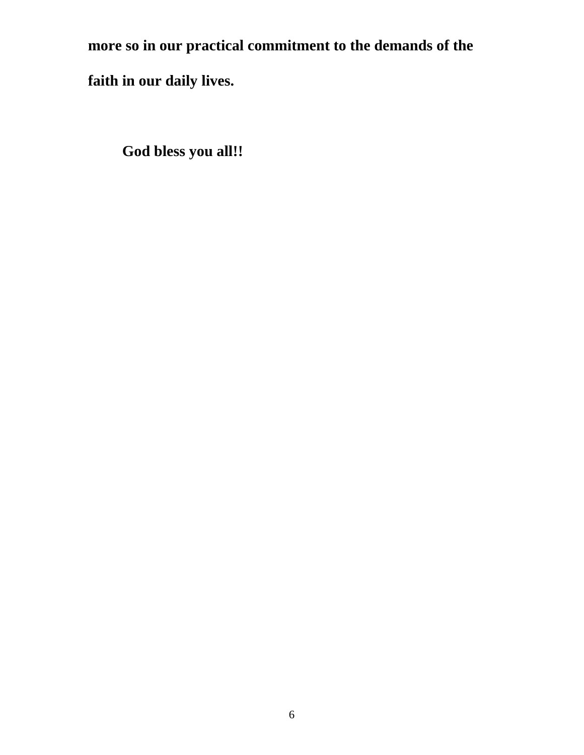**more so in our practical commitment to the demands of the faith in our daily lives.**

**God bless you all!!**